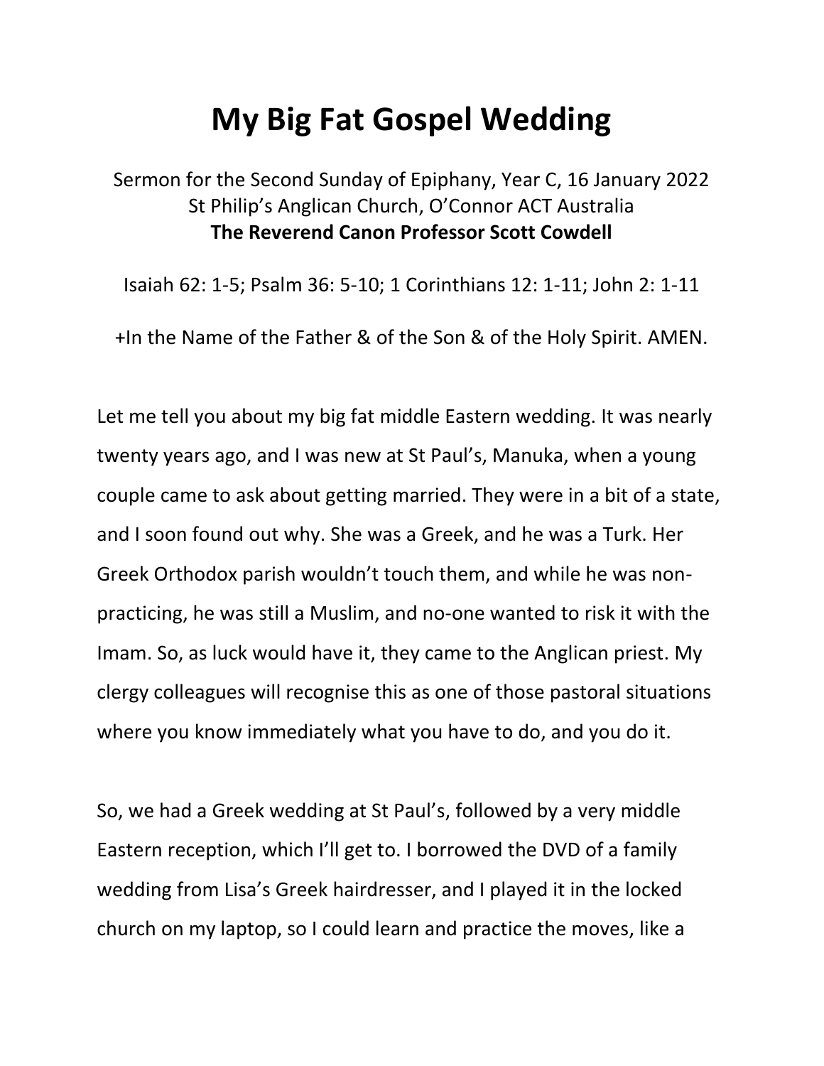# My Big Fat Gospel Wedding

Sermon for the Second Sunday of Epiphany, Year C, 16 January 2022
St Philip's Anglican Church, O'Connor ACT Australia
**The Reverend Canon Professor Scott Cowdell**

Isaiah 62: 1-5; Psalm 36: 5-10; 1 Corinthians 12: 1-11; John 2: 1-11

+In the Name of the Father & of the Son & of the Holy Spirit. AMEN.

Let me tell you about my big fat middle Eastern wedding. It was nearly twenty years ago, and I was new at St Paul's, Manuka, when a young couple came to ask about getting married. They were in a bit of a state, and I soon found out why. She was a Greek, and he was a Turk. Her Greek Orthodox parish wouldn't touch them, and while he was non-practicing, he was still a Muslim, and no-one wanted to risk it with the Imam. So, as luck would have it, they came to the Anglican priest. My clergy colleagues will recognise this as one of those pastoral situations where you know immediately what you have to do, and you do it.

So, we had a Greek wedding at St Paul's, followed by a very middle Eastern reception, which I'll get to. I borrowed the DVD of a family wedding from Lisa's Greek hairdresser, and I played it in the locked church on my laptop, so I could learn and practice the moves, like a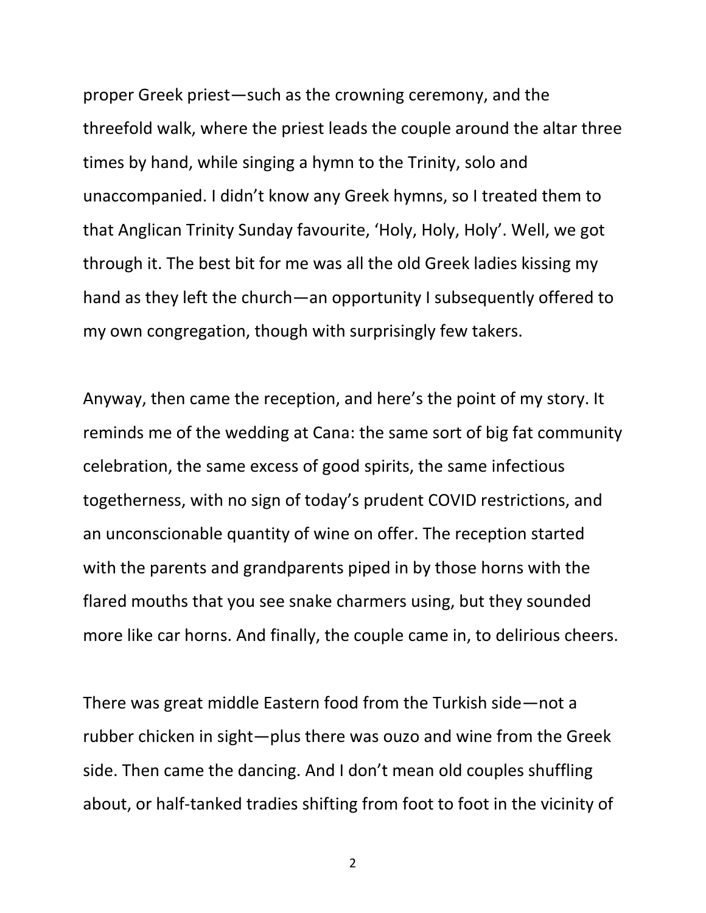proper Greek priest—such as the crowning ceremony, and the threefold walk, where the priest leads the couple around the altar three times by hand, while singing a hymn to the Trinity, solo and unaccompanied. I didn't know any Greek hymns, so I treated them to that Anglican Trinity Sunday favourite, 'Holy, Holy, Holy'. Well, we got through it. The best bit for me was all the old Greek ladies kissing my hand as they left the church—an opportunity I subsequently offered to my own congregation, though with surprisingly few takers.

Anyway, then came the reception, and here's the point of my story. It reminds me of the wedding at Cana: the same sort of big fat community celebration, the same excess of good spirits, the same infectious togetherness, with no sign of today's prudent COVID restrictions, and an unconscionable quantity of wine on offer. The reception started with the parents and grandparents piped in by those horns with the flared mouths that you see snake charmers using, but they sounded more like car horns. And finally, the couple came in, to delirious cheers.

There was great middle Eastern food from the Turkish side—not a rubber chicken in sight—plus there was ouzo and wine from the Greek side. Then came the dancing. And I don't mean old couples shuffling about, or half-tanked tradies shifting from foot to foot in the vicinity of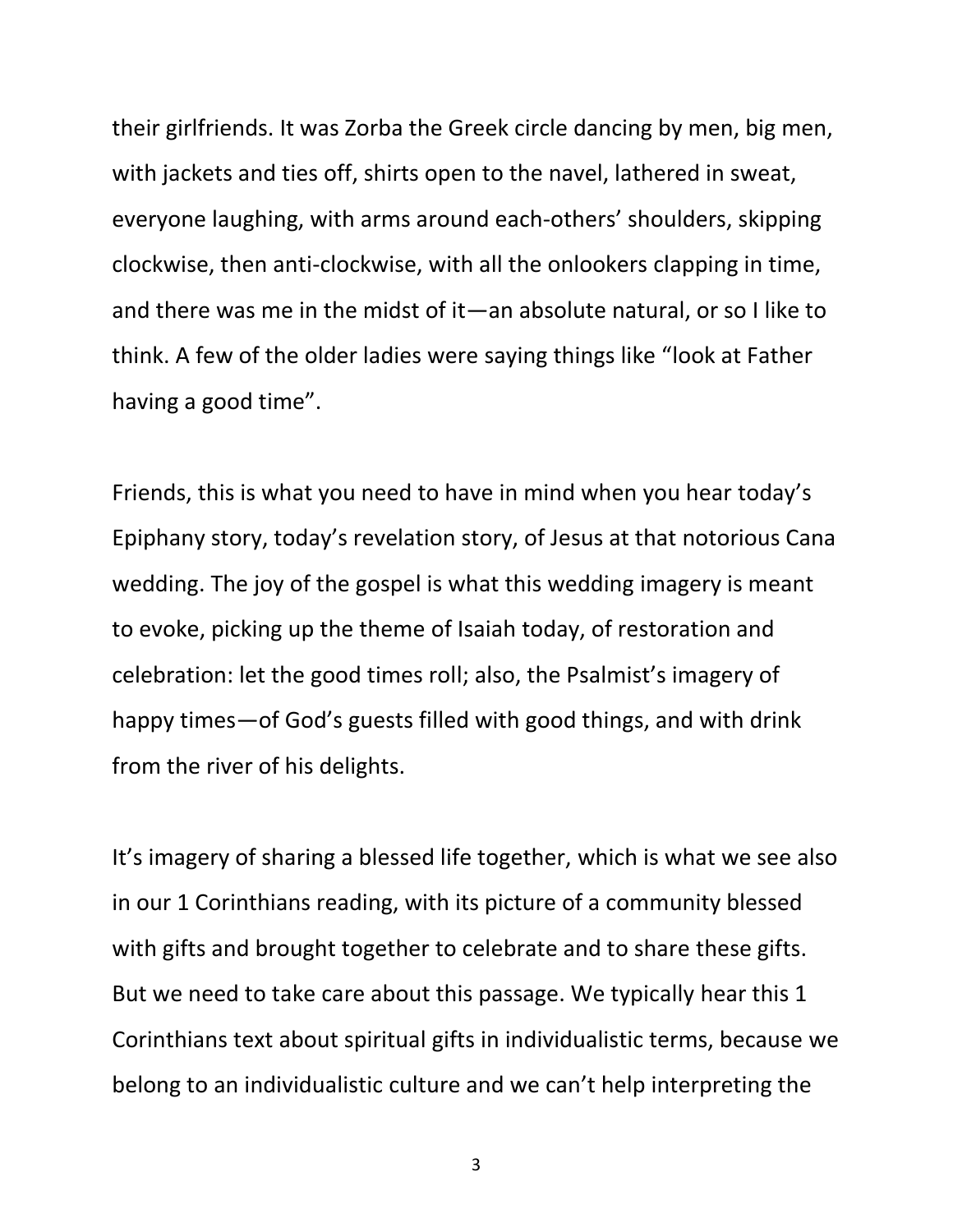their girlfriends. It was Zorba the Greek circle dancing by men, big men, with jackets and ties off, shirts open to the navel, lathered in sweat, everyone laughing, with arms around each-others' shoulders, skipping clockwise, then anti-clockwise, with all the onlookers clapping in time, and there was me in the midst of it—an absolute natural, or so I like to think. A few of the older ladies were saying things like "look at Father having a good time".

Friends, this is what you need to have in mind when you hear today's Epiphany story, today's revelation story, of Jesus at that notorious Cana wedding. The joy of the gospel is what this wedding imagery is meant to evoke, picking up the theme of Isaiah today, of restoration and celebration: let the good times roll; also, the Psalmist's imagery of happy times—of God's guests filled with good things, and with drink from the river of his delights.

It's imagery of sharing a blessed life together, which is what we see also in our 1 Corinthians reading, with its picture of a community blessed with gifts and brought together to celebrate and to share these gifts. But we need to take care about this passage. We typically hear this 1 Corinthians text about spiritual gifts in individualistic terms, because we belong to an individualistic culture and we can't help interpreting the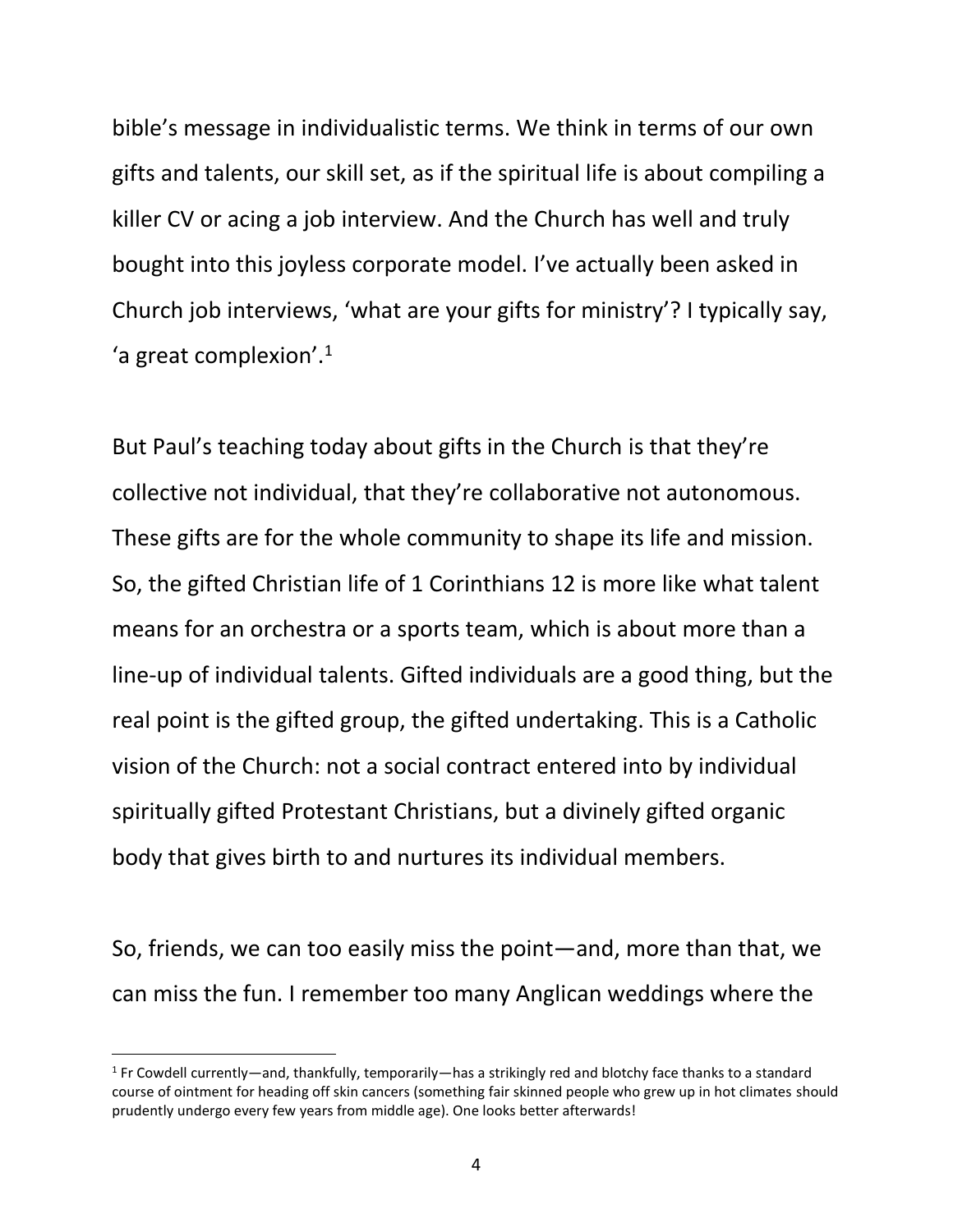bible's message in individualistic terms. We think in terms of our own gifts and talents, our skill set, as if the spiritual life is about compiling a killer CV or acing a job interview. And the Church has well and truly bought into this joyless corporate model. I've actually been asked in Church job interviews, 'what are your gifts for ministry'? I typically say, 'a great complexion'.[1]

But Paul's teaching today about gifts in the Church is that they're collective not individual, that they're collaborative not autonomous. These gifts are for the whole community to shape its life and mission. So, the gifted Christian life of 1 Corinthians 12 is more like what talent means for an orchestra or a sports team, which is about more than a line-up of individual talents. Gifted individuals are a good thing, but the real point is the gifted group, the gifted undertaking. This is a Catholic vision of the Church: not a social contract entered into by individual spiritually gifted Protestant Christians, but a divinely gifted organic body that gives birth to and nurtures its individual members.

So, friends, we can too easily miss the point—and, more than that, we can miss the fun. I remember too many Anglican weddings where the

[1] Fr Cowdell currently—and, thankfully, temporarily—has a strikingly red and blotchy face thanks to a standard course of ointment for heading off skin cancers (something fair skinned people who grew up in hot climates should prudently undergo every few years from middle age). One looks better afterwards!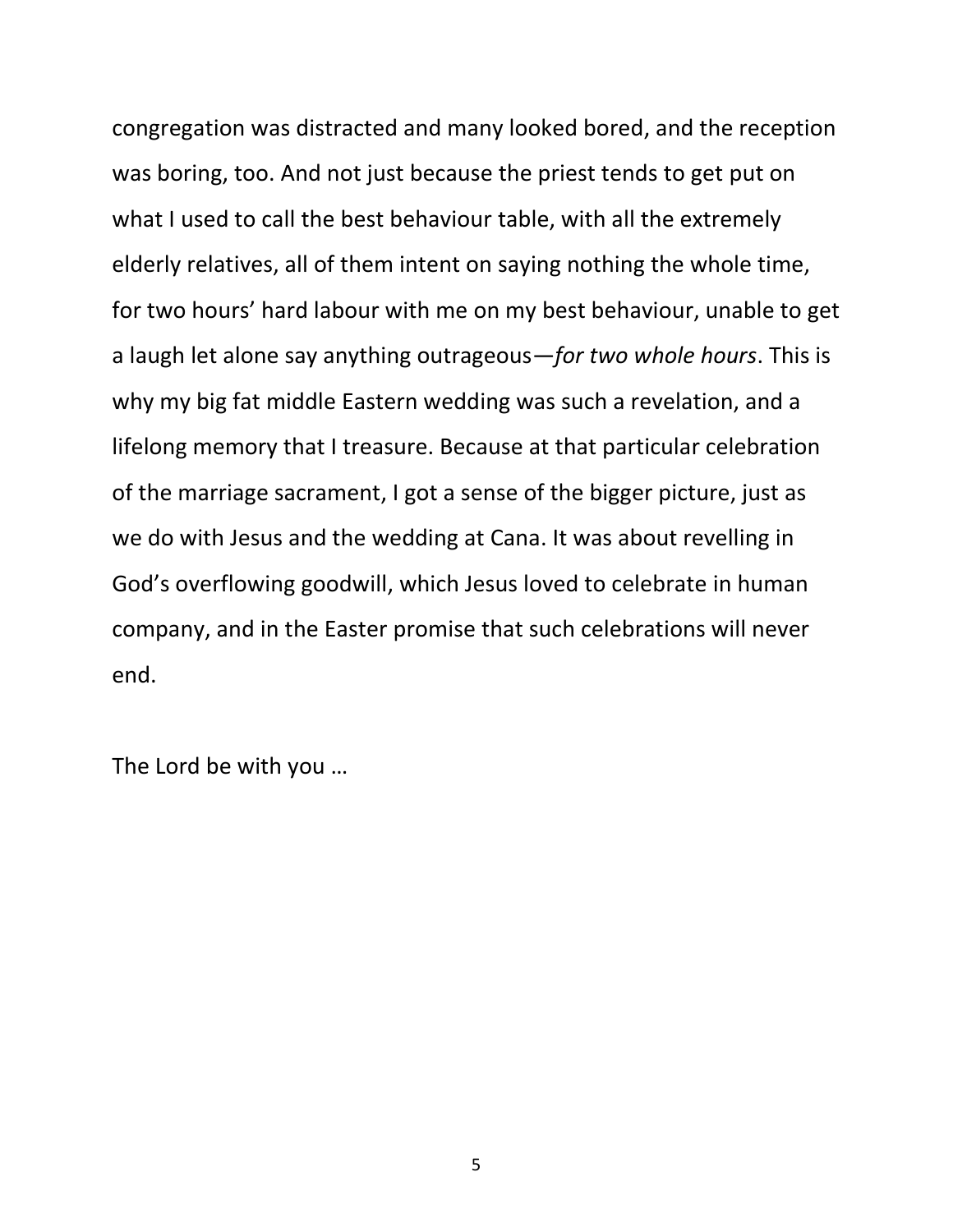congregation was distracted and many looked bored, and the reception was boring, too. And not just because the priest tends to get put on what I used to call the best behaviour table, with all the extremely elderly relatives, all of them intent on saying nothing the whole time, for two hours' hard labour with me on my best behaviour, unable to get a laugh let alone say anything outrageous—*for two whole hours*. This is why my big fat middle Eastern wedding was such a revelation, and a lifelong memory that I treasure. Because at that particular celebration of the marriage sacrament, I got a sense of the bigger picture, just as we do with Jesus and the wedding at Cana. It was about revelling in God's overflowing goodwill, which Jesus loved to celebrate in human company, and in the Easter promise that such celebrations will never end.

The Lord be with you …